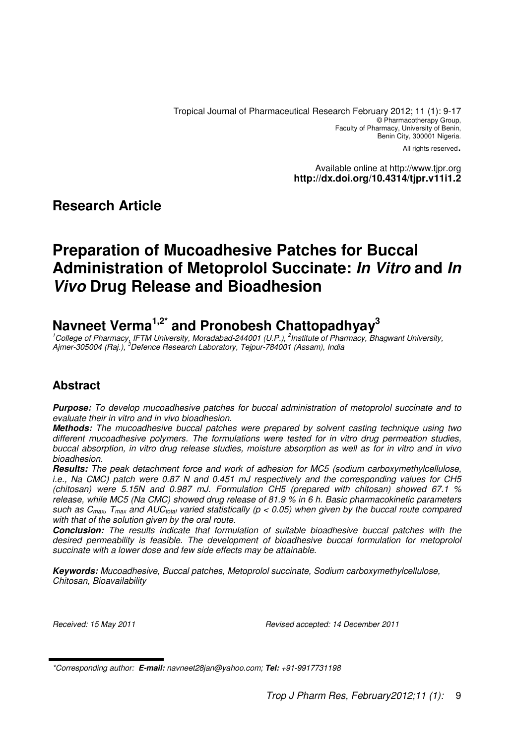Tropical Journal of Pharmaceutical Research February 2012; 11 (1): 9-17
© Pharmacotherapy Group,
Faculty of Pharmacy, University of Benin,
Benin City, 300001 Nigeria.
All rights reserved.

Available online at http://www.tjpr.org
**http://dx.doi.org/10.4314/tjpr.v11i1.2**

## Research Article

# Preparation of Mucoadhesive Patches for Buccal Administration of Metoprolol Succinate: *In Vitro* and *In Vivo* Drug Release and Bioadhesion

## Navneet Verma[1,2*] and Pronobesh Chattopadhyay[3]

*[1]College of Pharmacy, IFTM University, Moradabad-244001 (U.P.), [2]Institute of Pharmacy, Bhagwant University, Ajmer-305004 (Raj.), [3]Defence Research Laboratory, Tejpur-784001 (Assam), India*

## Abstract

***Purpose:*** *To develop mucoadhesive patches for buccal administration of metoprolol succinate and to evaluate their in vitro and in vivo bioadhesion.*

***Methods:*** *The mucoadhesive buccal patches were prepared by solvent casting technique using two different mucoadhesive polymers. The formulations were tested for in vitro drug permeation studies, buccal absorption, in vitro drug release studies, moisture absorption as well as for in vitro and in vivo bioadhesion.*

***Results:*** *The peak detachment force and work of adhesion for MC5 (sodium carboxymethylcellulose, i.e., Na CMC) patch were 0.87 N and 0.451 mJ respectively and the corresponding values for CH5 (chitosan) were 5.15N and 0.987 mJ. Formulation CH5 (prepared with chitosan) showed 67.1 % release, while MC5 (Na CMC) showed drug release of 81.9 % in 6 h. Basic pharmacokinetic parameters such as $C_{max}$, $T_{max}$ and $AUC_{total}$ varied statistically ($p < 0.05$) when given by the buccal route compared with that of the solution given by the oral route.*

***Conclusion:*** *The results indicate that formulation of suitable bioadhesive buccal patches with the desired permeability is feasible. The development of bioadhesive buccal formulation for metoprolol succinate with a lower dose and few side effects may be attainable.*

***Keywords:*** *Mucoadhesive, Buccal patches, Metoprolol succinate, Sodium carboxymethylcellulose, Chitosan, Bioavailability*

*Received: 15 May 2011* *Revised accepted: 14 December 2011*

*\*Corresponding author:* ***E-mail:*** *navneet28jan@yahoo.com;* ***Tel:*** *+91-9917731198*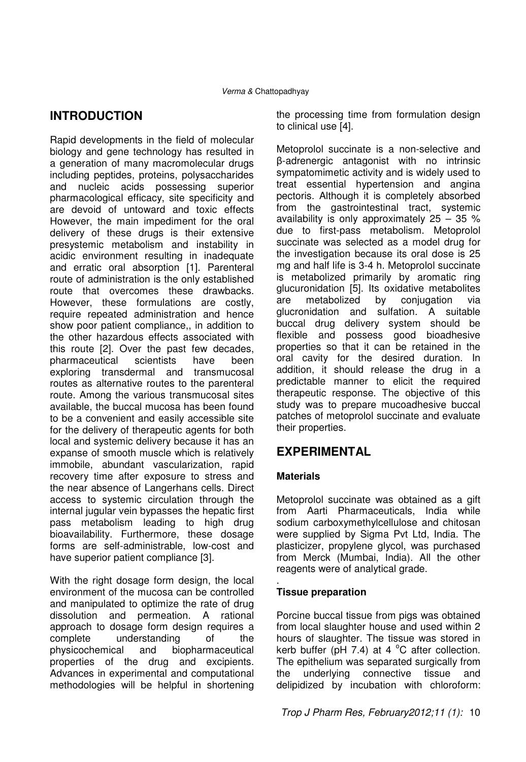## INTRODUCTION

Rapid developments in the field of molecular biology and gene technology has resulted in a generation of many macromolecular drugs including peptides, proteins, polysaccharides and nucleic acids possessing superior pharmacological efficacy, site specificity and are devoid of untoward and toxic effects However, the main impediment for the oral delivery of these drugs is their extensive presystemic metabolism and instability in acidic environment resulting in inadequate and erratic oral absorption [1]. Parenteral route of administration is the only established route that overcomes these drawbacks. However, these formulations are costly, require repeated administration and hence show poor patient compliance,, in addition to the other hazardous effects associated with this route [2]. Over the past few decades, pharmaceutical scientists have been exploring transdermal and transmucosal routes as alternative routes to the parenteral route. Among the various transmucosal sites available, the buccal mucosa has been found to be a convenient and easily accessible site for the delivery of therapeutic agents for both local and systemic delivery because it has an expanse of smooth muscle which is relatively immobile, abundant vascularization, rapid recovery time after exposure to stress and the near absence of Langerhans cells. Direct access to systemic circulation through the internal jugular vein bypasses the hepatic first pass metabolism leading to high drug bioavailability. Furthermore, these dosage forms are self-administrable, low-cost and have superior patient compliance [3].

With the right dosage form design, the local environment of the mucosa can be controlled and manipulated to optimize the rate of drug dissolution and permeation. A rational approach to dosage form design requires a complete understanding of the physicochemical and biopharmaceutical properties of the drug and excipients. Advances in experimental and computational methodologies will be helpful in shortening the processing time from formulation design to clinical use [4].

Metoprolol succinate is a non-selective and β-adrenergic antagonist with no intrinsic sympatomimetic activity and is widely used to treat essential hypertension and angina pectoris. Although it is completely absorbed from the gastrointestinal tract, systemic availability is only approximately 25 – 35 % due to first-pass metabolism. Metoprolol succinate was selected as a model drug for the investigation because its oral dose is 25 mg and half life is 3-4 h. Metoprolol succinate is metabolized primarily by aromatic ring glucuronidation [5]. Its oxidative metabolites are metabolized by conjugation via glucronidation and sulfation. A suitable buccal drug delivery system should be flexible and possess good bioadhesive properties so that it can be retained in the oral cavity for the desired duration. In addition, it should release the drug in a predictable manner to elicit the required therapeutic response. The objective of this study was to prepare mucoadhesive buccal patches of metoprolol succinate and evaluate their properties.

## EXPERIMENTAL

### Materials

Metoprolol succinate was obtained as a gift from Aarti Pharmaceuticals, India while sodium carboxymethylcellulose and chitosan were supplied by Sigma Pvt Ltd, India. The plasticizer, propylene glycol, was purchased from Merck (Mumbai, India). All the other reagents were of analytical grade.

### Tissue preparation

Porcine buccal tissue from pigs was obtained from local slaughter house and used within 2 hours of slaughter. The tissue was stored in kerb buffer (pH 7.4) at 4 °C after collection. The epithelium was separated surgically from the underlying connective tissue and delipidized by incubation with chloroform: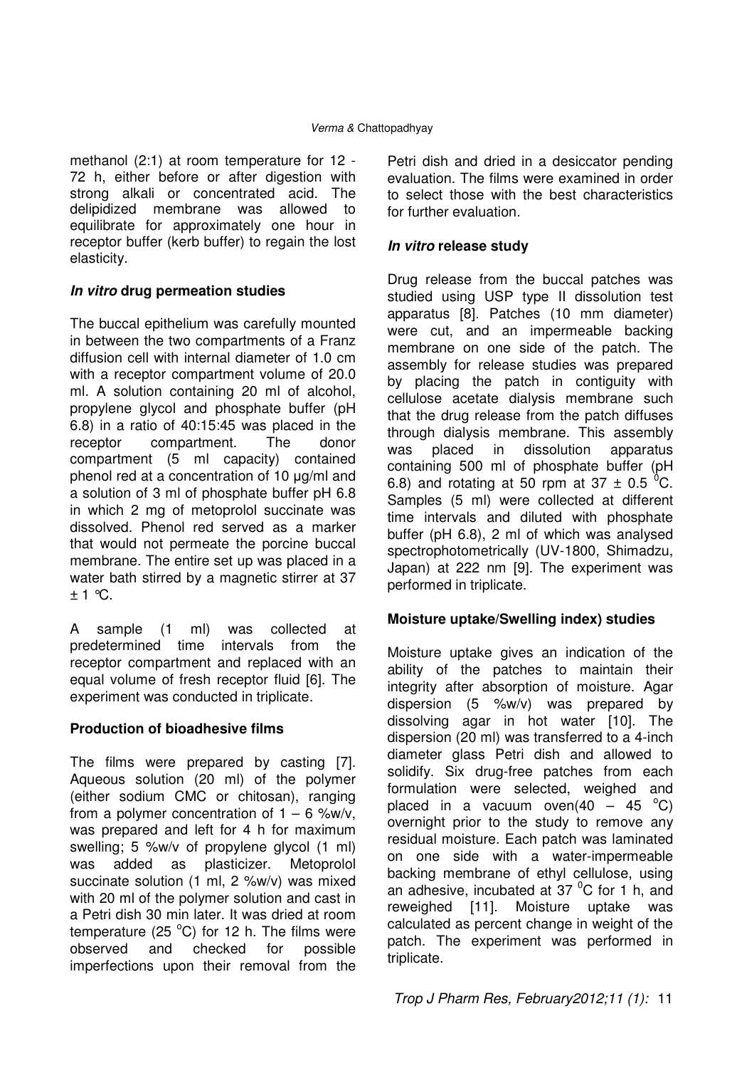methanol (2:1) at room temperature for 12 - 72 h, either before or after digestion with strong alkali or concentrated acid. The delipidized membrane was allowed to equilibrate for approximately one hour in receptor buffer (kerb buffer) to regain the lost elasticity.

### *In vitro* drug permeation studies

The buccal epithelium was carefully mounted in between the two compartments of a Franz diffusion cell with internal diameter of 1.0 cm with a receptor compartment volume of 20.0 ml. A solution containing 20 ml of alcohol, propylene glycol and phosphate buffer (pH 6.8) in a ratio of 40:15:45 was placed in the receptor compartment. The donor compartment (5 ml capacity) contained phenol red at a concentration of 10 µg/ml and a solution of 3 ml of phosphate buffer pH 6.8 in which 2 mg of metoprolol succinate was dissolved. Phenol red served as a marker that would not permeate the porcine buccal membrane. The entire set up was placed in a water bath stirred by a magnetic stirrer at 37 ± 1 ℃.

A sample (1 ml) was collected at predetermined time intervals from the receptor compartment and replaced with an equal volume of fresh receptor fluid [6]. The experiment was conducted in triplicate.

### Production of bioadhesive films

The films were prepared by casting [7]. Aqueous solution (20 ml) of the polymer (either sodium CMC or chitosan), ranging from a polymer concentration of 1 – 6 %w/v, was prepared and left for 4 h for maximum swelling; 5 %w/v of propylene glycol (1 ml) was added as plasticizer. Metoprolol succinate solution (1 ml, 2 %w/v) was mixed with 20 ml of the polymer solution and cast in a Petri dish 30 min later. It was dried at room temperature (25 $^{o}$C) for 12 h. The films were observed and checked for possible imperfections upon their removal from the Petri dish and dried in a desiccator pending evaluation. The films were examined in order to select those with the best characteristics for further evaluation.

### *In vitro* release study

Drug release from the buccal patches was studied using USP type II dissolution test apparatus [8]. Patches (10 mm diameter) were cut, and an impermeable backing membrane on one side of the patch. The assembly for release studies was prepared by placing the patch in contiguity with cellulose acetate dialysis membrane such that the drug release from the patch diffuses through dialysis membrane. This assembly was placed in dissolution apparatus containing 500 ml of phosphate buffer (pH 6.8) and rotating at 50 rpm at 37 ± 0.5 $^{0}$C. Samples (5 ml) were collected at different time intervals and diluted with phosphate buffer (pH 6.8), 2 ml of which was analysed spectrophotometrically (UV-1800, Shimadzu, Japan) at 222 nm [9]. The experiment was performed in triplicate.

### Moisture uptake/Swelling index) studies

Moisture uptake gives an indication of the ability of the patches to maintain their integrity after absorption of moisture. Agar dispersion (5 %w/v) was prepared by dissolving agar in hot water [10]. The dispersion (20 ml) was transferred to a 4-inch diameter glass Petri dish and allowed to solidify. Six drug-free patches from each formulation were selected, weighed and placed in a vacuum oven(40 – 45 $^{o}$C) overnight prior to the study to remove any residual moisture. Each patch was laminated on one side with a water-impermeable backing membrane of ethyl cellulose, using an adhesive, incubated at 37 $^{0}$C for 1 h, and reweighed [11]. Moisture uptake was calculated as percent change in weight of the patch. The experiment was performed in triplicate.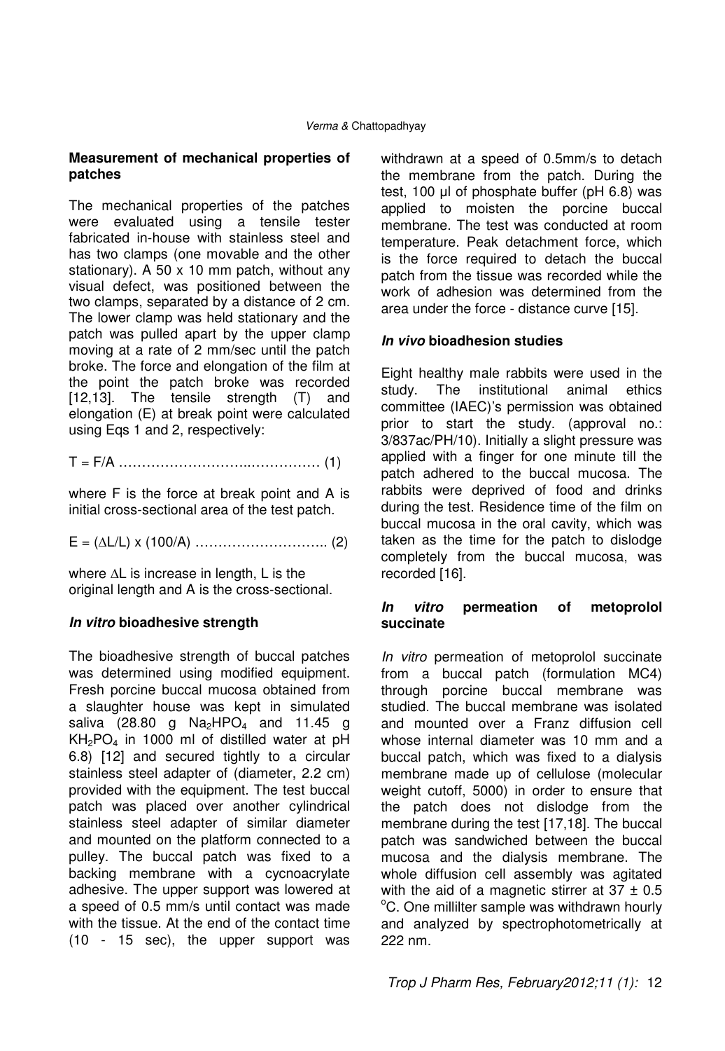### Measurement of mechanical properties of patches

The mechanical properties of the patches were evaluated using a tensile tester fabricated in-house with stainless steel and has two clamps (one movable and the other stationary). A 50 x 10 mm patch, without any visual defect, was positioned between the two clamps, separated by a distance of 2 cm. The lower clamp was held stationary and the patch was pulled apart by the upper clamp moving at a rate of 2 mm/sec until the patch broke. The force and elongation of the film at the point the patch broke was recorded [12,13]. The tensile strength (T) and elongation (E) at break point were calculated using Eqs 1 and 2, respectively:

$$T = F/A \quad \ldots\ldots\ldots\ldots\ldots\ldots\ldots\ldots\ldots\ldots (1)$$

where F is the force at break point and A is initial cross-sectional area of the test patch.

$$E = (\Delta L/L) \times (100/A) \quad \ldots\ldots\ldots\ldots\ldots\ldots\ldots\ldots (2)$$

where $\Delta L$ is increase in length, L is the original length and A is the cross-sectional.

### *In vitro* bioadhesive strength

The bioadhesive strength of buccal patches was determined using modified equipment. Fresh porcine buccal mucosa obtained from a slaughter house was kept in simulated saliva (28.80 g $Na_2HPO_4$ and 11.45 g $KH_2PO_4$ in 1000 ml of distilled water at pH 6.8) [12] and secured tightly to a circular stainless steel adapter of (diameter, 2.2 cm) provided with the equipment. The test buccal patch was placed over another cylindrical stainless steel adapter of similar diameter and mounted on the platform connected to a pulley. The buccal patch was fixed to a backing membrane with a cycnoacrylate adhesive. The upper support was lowered at a speed of 0.5 mm/s until contact was made with the tissue. At the end of the contact time (10 - 15 sec), the upper support was withdrawn at a speed of 0.5mm/s to detach the membrane from the patch. During the test, 100 µl of phosphate buffer (pH 6.8) was applied to moisten the porcine buccal membrane. The test was conducted at room temperature. Peak detachment force, which is the force required to detach the buccal patch from the tissue was recorded while the work of adhesion was determined from the area under the force - distance curve [15].

### *In vivo* bioadhesion studies

Eight healthy male rabbits were used in the study. The institutional animal ethics committee (IAEC)'s permission was obtained prior to start the study. (approval no.: 3/837ac/PH/10). Initially a slight pressure was applied with a finger for one minute till the patch adhered to the buccal mucosa. The rabbits were deprived of food and drinks during the test. Residence time of the film on buccal mucosa in the oral cavity, which was taken as the time for the patch to dislodge completely from the buccal mucosa, was recorded [16].

### *In vitro* permeation of metoprolol succinate

*In vitro* permeation of metoprolol succinate from a buccal patch (formulation MC4) through porcine buccal membrane was studied. The buccal membrane was isolated and mounted over a Franz diffusion cell whose internal diameter was 10 mm and a buccal patch, which was fixed to a dialysis membrane made up of cellulose (molecular weight cutoff, 5000) in order to ensure that the patch does not dislodge from the membrane during the test [17,18]. The buccal patch was sandwiched between the buccal mucosa and the dialysis membrane. The whole diffusion cell assembly was agitated with the aid of a magnetic stirrer at 37 ± 0.5 °C. One millilter sample was withdrawn hourly and analyzed by spectrophotometrically at 222 nm.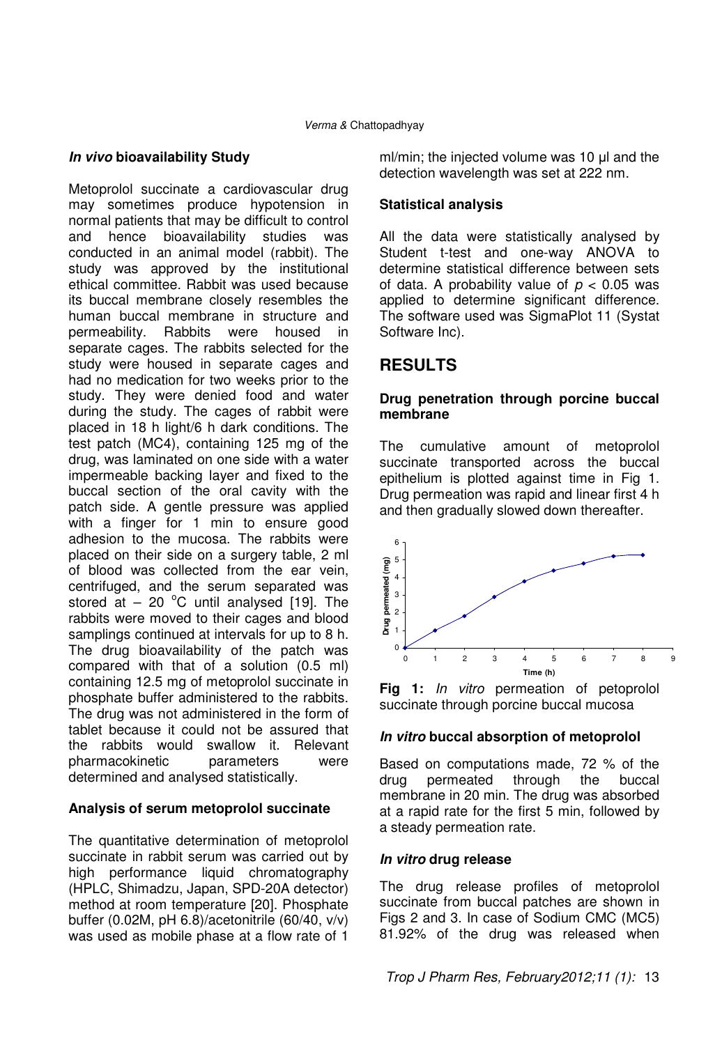### *In vivo* bioavailability Study

Metoprolol succinate a cardiovascular drug may sometimes produce hypotension in normal patients that may be difficult to control and hence bioavailability studies was conducted in an animal model (rabbit). The study was approved by the institutional ethical committee. Rabbit was used because its buccal membrane closely resembles the human buccal membrane in structure and permeability. Rabbits were housed in separate cages. The rabbits selected for the study were housed in separate cages and had no medication for two weeks prior to the study. They were denied food and water during the study. The cages of rabbit were placed in 18 h light/6 h dark conditions. The test patch (MC4), containing 125 mg of the drug, was laminated on one side with a water impermeable backing layer and fixed to the buccal section of the oral cavity with the patch side. A gentle pressure was applied with a finger for 1 min to ensure good adhesion to the mucosa. The rabbits were placed on their side on a surgery table, 2 ml of blood was collected from the ear vein, centrifuged, and the serum separated was stored at – 20 °C until analysed [19]. The rabbits were moved to their cages and blood samplings continued at intervals for up to 8 h. The drug bioavailability of the patch was compared with that of a solution (0.5 ml) containing 12.5 mg of metoprolol succinate in phosphate buffer administered to the rabbits. The drug was not administered in the form of tablet because it could not be assured that the rabbits would swallow it. Relevant pharmacokinetic parameters were determined and analysed statistically.

### Analysis of serum metoprolol succinate

The quantitative determination of metoprolol succinate in rabbit serum was carried out by high performance liquid chromatography (HPLC, Shimadzu, Japan, SPD-20A detector) method at room temperature [20]. Phosphate buffer (0.02M, pH 6.8)/acetonitrile (60/40, v/v) was used as mobile phase at a flow rate of 1 ml/min; the injected volume was 10 µl and the detection wavelength was set at 222 nm.

### Statistical analysis

All the data were statistically analysed by Student t-test and one-way ANOVA to determine statistical difference between sets of data. A probability value of $p < 0.05$ was applied to determine significant difference. The software used was SigmaPlot 11 (Systat Software Inc).

## RESULTS

### Drug penetration through porcine buccal membrane

The cumulative amount of metoprolol succinate transported across the buccal epithelium is plotted against time in Fig 1. Drug permeation was rapid and linear first 4 h and then gradually slowed down thereafter.

**Fig 1:** *In vitro* permeation of petoprolol succinate through porcine buccal mucosa

### *In vitro* buccal absorption of metoprolol

Based on computations made, 72 % of the drug permeated through the buccal membrane in 20 min. The drug was absorbed at a rapid rate for the first 5 min, followed by a steady permeation rate.

### *In vitro* drug release

The drug release profiles of metoprolol succinate from buccal patches are shown in Figs 2 and 3. In case of Sodium CMC (MC5) 81.92% of the drug was released when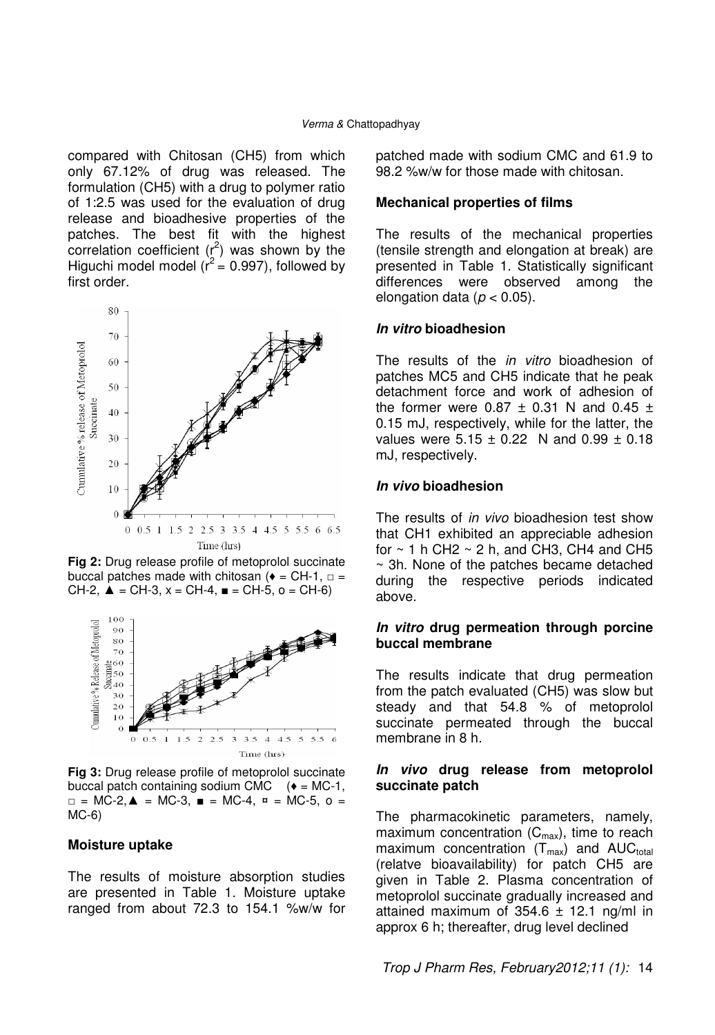compared with Chitosan (CH5) from which only 67.12% of drug was released. The formulation (CH5) with a drug to polymer ratio of 1:2.5 was used for the evaluation of drug release and bioadhesive properties of the patches. The best fit with the highest correlation coefficient ($r^2$) was shown by the Higuchi model model ($r^2 = 0.997$), followed by first order.

**Fig 2:** Drug release profile of metoprolol succinate buccal patches made with chitosan (♦ = CH-1, □ = CH-2, ▲ = CH-3, x = CH-4, ■ = CH-5, o = CH-6)

**Fig 3:** Drug release profile of metoprolol succinate buccal patch containing sodium CMC (♦ = MC-1, □ = MC-2, ▲ = MC-3, ■ = MC-4, ¤ = MC-5, o = MC-6)

### Moisture uptake

The results of moisture absorption studies are presented in Table 1. Moisture uptake ranged from about 72.3 to 154.1 %w/w for patched made with sodium CMC and 61.9 to 98.2 %w/w for those made with chitosan.

### Mechanical properties of films

The results of the mechanical properties (tensile strength and elongation at break) are presented in Table 1. Statistically significant differences were observed among the elongation data ($p < 0.05$).

### *In vitro* bioadhesion

The results of the *in vitro* bioadhesion of patches MC5 and CH5 indicate that he peak detachment force and work of adhesion of the former were 0.87 ± 0.31 N and 0.45 ± 0.15 mJ, respectively, while for the latter, the values were 5.15 ± 0.22 N and 0.99 ± 0.18 mJ, respectively.

### *In vivo* bioadhesion

The results of *in vivo* bioadhesion test show that CH1 exhibited an appreciable adhesion for ~ 1 h CH2 ~ 2 h, and CH3, CH4 and CH5 ~ 3h. None of the patches became detached during the respective periods indicated above.

### *In vitro* drug permeation through porcine buccal membrane

The results indicate that drug permeation from the patch evaluated (CH5) was slow but steady and that 54.8 % of metoprolol succinate permeated through the buccal membrane in 8 h.

### *In vivo* drug release from metoprolol succinate patch

The pharmacokinetic parameters, namely, maximum concentration ($C_{max}$), time to reach maximum concentration ($T_{max}$) and $AUC_{total}$ (relatve bioavailability) for patch CH5 are given in Table 2. Plasma concentration of metoprolol succinate gradually increased and attained maximum of 354.6 ± 12.1 ng/ml in approx 6 h; thereafter, drug level declined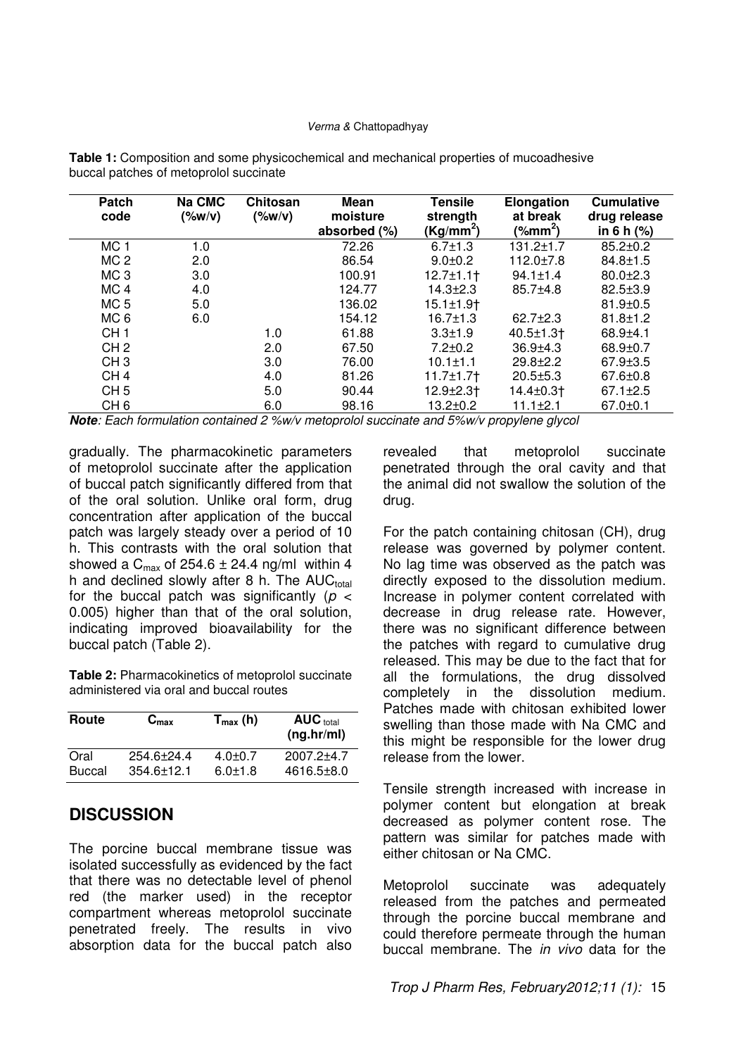**Table 1:** Composition and some physicochemical and mechanical properties of mucoadhesive buccal patches of metoprolol succinate

| Patch code | Na CMC (%w/v) | Chitosan (%w/v) | Mean moisture absorbed (%) | Tensile strength (Kg/mm$^2$) | Elongation at break (%mm$^2$) | Cumulative drug release in 6 h (%) |
|---|---|---|---|---|---|---|
| MC 1 | 1.0 | | 72.26 | 6.7±1.3 | 131.2±1.7 | 85.2±0.2 |
| MC 2 | 2.0 | | 86.54 | 9.0±0.2 | 112.0±7.8 | 84.8±1.5 |
| MC 3 | 3.0 | | 100.91 | 12.7±1.1† | 94.1±1.4 | 80.0±2.3 |
| MC 4 | 4.0 | | 124.77 | 14.3±2.3 | 85.7±4.8 | 82.5±3.9 |
| MC 5 | 5.0 | | 136.02 | 15.1±1.9† | | 81.9±0.5 |
| MC 6 | 6.0 | | 154.12 | 16.7±1.3 | 62.7±2.3 | 81.8±1.2 |
| CH 1 | | 1.0 | 61.88 | 3.3±1.9 | 40.5±1.3† | 68.9±4.1 |
| CH 2 | | 2.0 | 67.50 | 7.2±0.2 | 36.9±4.3 | 68.9±0.7 |
| CH 3 | | 3.0 | 76.00 | 10.1±1.1 | 29.8±2.2 | 67.9±3.5 |
| CH 4 | | 4.0 | 81.26 | 11.7±1.7† | 20.5±5.3 | 67.6±0.8 |
| CH 5 | | 5.0 | 90.44 | 12.9±2.3† | 14.4±0.3† | 67.1±2.5 |
| CH 6 | | 6.0 | 98.16 | 13.2±0.2 | 11.1±2.1 | 67.0±0.1 |

***Note**: Each formulation contained 2 %w/v metoprolol succinate and 5%w/v propylene glycol*

gradually. The pharmacokinetic parameters of metoprolol succinate after the application of buccal patch significantly differed from that of the oral solution. Unlike oral form, drug concentration after application of the buccal patch was largely steady over a period of 10 h. This contrasts with the oral solution that showed a $C_{max}$ of 254.6 ± 24.4 ng/ml within 4 h and declined slowly after 8 h. The $AUC_{total}$ for the buccal patch was significantly ($p$ < 0.005) higher than that of the oral solution, indicating improved bioavailability for the buccal patch (Table 2).

**Table 2:** Pharmacokinetics of metoprolol succinate administered via oral and buccal routes

| Route | $C_{max}$ | $T_{max}$ (h) | $AUC_{total}$ (ng.hr/ml) |
|---|---|---|---|
| Oral | 254.6±24.4 | 4.0±0.7 | 2007.2±4.7 |
| Buccal | 354.6±12.1 | 6.0±1.8 | 4616.5±8.0 |

## DISCUSSION

The porcine buccal membrane tissue was isolated successfully as evidenced by the fact that there was no detectable level of phenol red (the marker used) in the receptor compartment whereas metoprolol succinate penetrated freely. The results in vivo absorption data for the buccal patch also revealed that metoprolol succinate penetrated through the oral cavity and that the animal did not swallow the solution of the drug.

For the patch containing chitosan (CH), drug release was governed by polymer content. No lag time was observed as the patch was directly exposed to the dissolution medium. Increase in polymer content correlated with decrease in drug release rate. However, there was no significant difference between the patches with regard to cumulative drug released. This may be due to the fact that for all the formulations, the drug dissolved completely in the dissolution medium. Patches made with chitosan exhibited lower swelling than those made with Na CMC and this might be responsible for the lower drug release from the lower.

Tensile strength increased with increase in polymer content but elongation at break decreased as polymer content rose. The pattern was similar for patches made with either chitosan or Na CMC.

Metoprolol succinate was adequately released from the patches and permeated through the porcine buccal membrane and could therefore permeate through the human buccal membrane. The *in vivo* data for the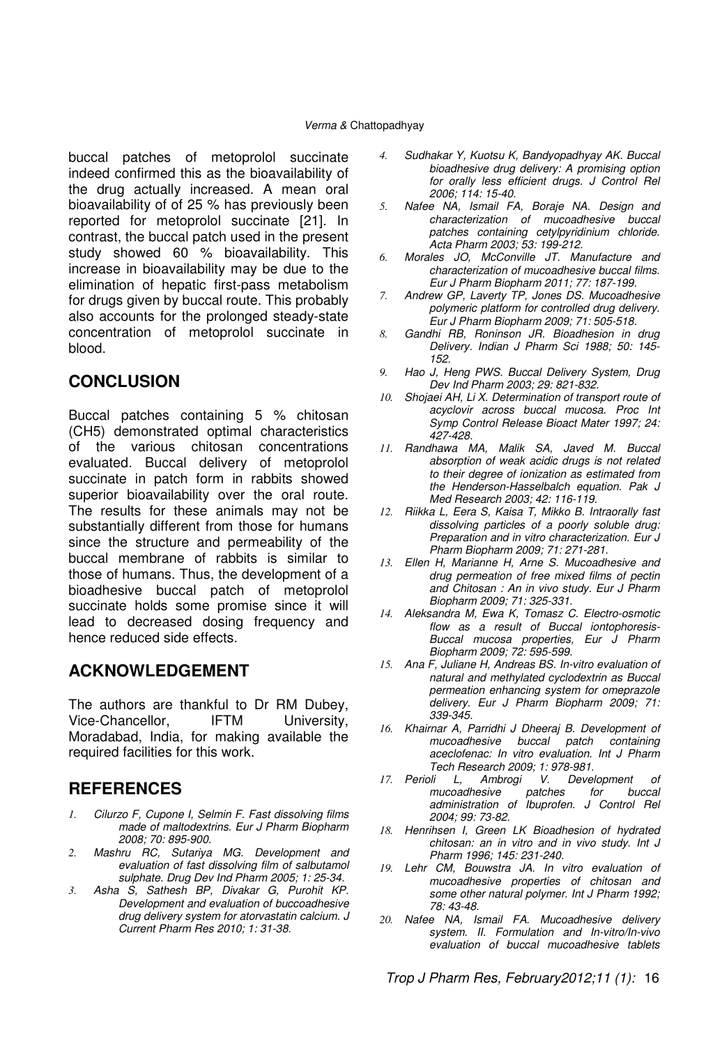buccal patches of metoprolol succinate indeed confirmed this as the bioavailability of the drug actually increased. A mean oral bioavailability of of 25 % has previously been reported for metoprolol succinate [21]. In contrast, the buccal patch used in the present study showed 60 % bioavailability. This increase in bioavailability may be due to the elimination of hepatic first-pass metabolism for drugs given by buccal route. This probably also accounts for the prolonged steady-state concentration of metoprolol succinate in blood.

## CONCLUSION

Buccal patches containing 5 % chitosan (CH5) demonstrated optimal characteristics of the various chitosan concentrations evaluated. Buccal delivery of metoprolol succinate in patch form in rabbits showed superior bioavailability over the oral route. The results for these animals may not be substantially different from those for humans since the structure and permeability of the buccal membrane of rabbits is similar to those of humans. Thus, the development of a bioadhesive buccal patch of metoprolol succinate holds some promise since it will lead to decreased dosing frequency and hence reduced side effects.

## ACKNOWLEDGEMENT

The authors are thankful to Dr RM Dubey, Vice-Chancellor, IFTM University, Moradabad, India, for making available the required facilities for this work.

## REFERENCES

1. *Cilurzo F, Cupone I, Selmin F. Fast dissolving films made of maltodextrins. Eur J Pharm Biopharm 2008; 70: 895-900.*
2. *Mashru RC, Sutariya MG. Development and evaluation of fast dissolving film of salbutamol sulphate. Drug Dev Ind Pharm 2005; 1: 25-34.*
3. *Asha S, Sathesh BP, Divakar G, Purohit KP. Development and evaluation of buccoadhesive drug delivery system for atorvastatin calcium. J Current Pharm Res 2010; 1: 31-38.*
4. *Sudhakar Y, Kuotsu K, Bandyopadhyay AK. Buccal bioadhesive drug delivery: A promising option for orally less efficient drugs. J Control Rel 2006; 114: 15-40.*
5. *Nafee NA, Ismail FA, Boraje NA. Design and characterization of mucoadhesive buccal patches containing cetylpyridinium chloride. Acta Pharm 2003; 53: 199-212.*
6. *Morales JO, McConville JT. Manufacture and characterization of mucoadhesive buccal films. Eur J Pharm Biopharm 2011; 77: 187-199.*
7. *Andrew GP, Laverty TP, Jones DS. Mucoadhesive polymeric platform for controlled drug delivery. Eur J Pharm Biopharm 2009; 71: 505-518.*
8. *Gandhi RB, Roninson JR. Bioadhesion in drug Delivery. Indian J Pharm Sci 1988; 50: 145-152.*
9. *Hao J, Heng PWS. Buccal Delivery System, Drug Dev Ind Pharm 2003; 29: 821-832.*
10. *Shojaei AH, Li X. Determination of transport route of acyclovir across buccal mucosa. Proc Int Symp Control Release Bioact Mater 1997; 24: 427-428.*
11. *Randhawa MA, Malik SA, Javed M. Buccal absorption of weak acidic drugs is not related to their degree of ionization as estimated from the Henderson-Hasselbalch equation. Pak J Med Research 2003; 42: 116-119.*
12. *Riikka L, Eera S, Kaisa T, Mikko B. Intraorally fast dissolving particles of a poorly soluble drug: Preparation and in vitro characterization. Eur J Pharm Biopharm 2009; 71: 271-281.*
13. *Ellen H, Marianne H, Arne S. Mucoadhesive and drug permeation of free mixed films of pectin and Chitosan : An in vivo study. Eur J Pharm Biopharm 2009; 71: 325-331.*
14. *Aleksandra M, Ewa K, Tomasz C. Electro-osmotic flow as a result of Buccal iontophoresis-Buccal mucosa properties, Eur J Pharm Biopharm 2009; 72: 595-599.*
15. *Ana F, Juliane H, Andreas BS. In-vitro evaluation of natural and methylated cyclodextrin as Buccal permeation enhancing system for omeprazole delivery. Eur J Pharm Biopharm 2009; 71: 339-345.*
16. *Khairnar A, Parridhi J Dheeraj B. Development of mucoadhesive buccal patch containing aceclofenac: In vitro evaluation. Int J Pharm Tech Research 2009; 1: 978-981.*
17. *Perioli L, Ambrogi V. Development of mucoadhesive patches for buccal administration of Ibuprofen. J Control Rel 2004; 99: 73-82.*
18. *Henrihsen I, Green LK Bioadhesion of hydrated chitosan: an in vitro and in vivo study. Int J Pharm 1996; 145: 231-240.*
19. *Lehr CM, Bouwstra JA. In vitro evaluation of mucoadhesive properties of chitosan and some other natural polymer. Int J Pharm 1992; 78: 43-48.*
20. *Nafee NA, Ismail FA. Mucoadhesive delivery system. II. Formulation and In-vitro/In-vivo evaluation of buccal mucoadhesive tablets*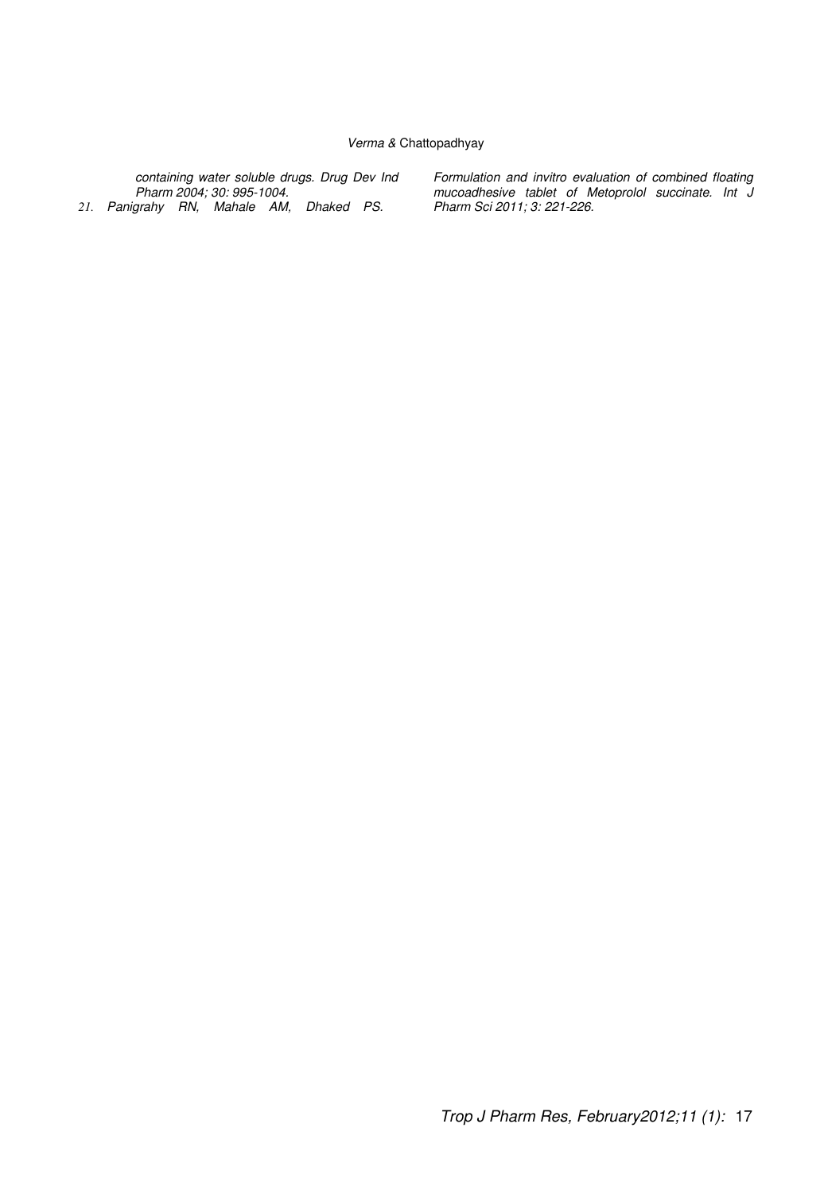containing water soluble drugs. *Drug Dev Ind Pharm* 2004; 30: 995-1004.

21. Panigrahy RN, Mahale AM, Dhaked PS. Formulation and invitro evaluation of combined floating mucoadhesive tablet of Metoprolol succinate. *Int J Pharm Sci* 2011; 3: 221-226.